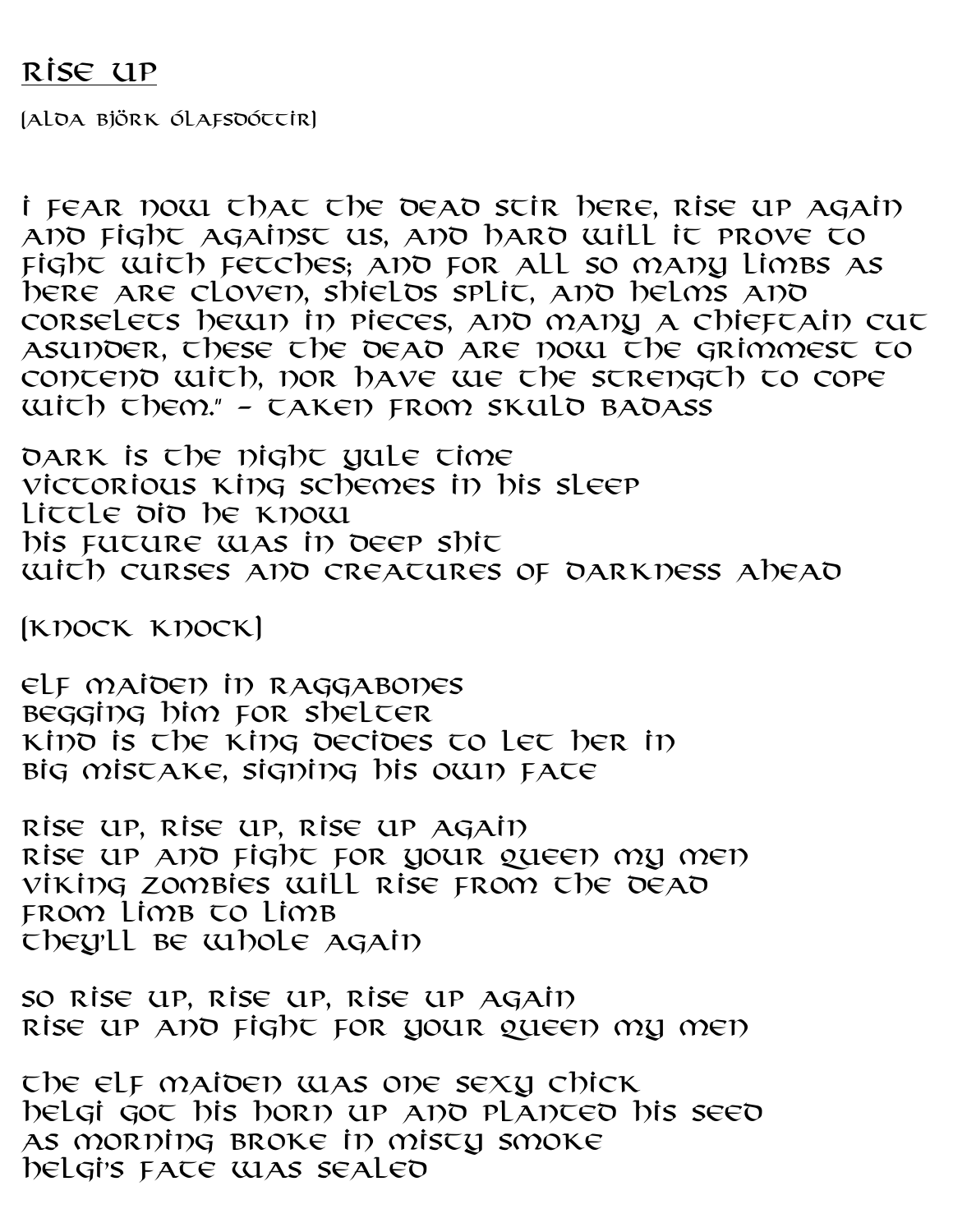# Rise Up

(Alda Björk Ólafsdóttir)

I fear now that the dead stir here, rise up again and fight against us, and hard will it prove to fight with fetches; and for all so many limbs as here are cloven, shields split, and helms and corselets hewn in pieces, and many a chieftain cut asunder, these the dead are now the grimmest to contend with, nor have we the strength to cope with them." - Taken from Skuld Badass

Dark is the night yule time
Victorious King schemes in his sleep
Little did he know
His future was in deep shit
With curses and creatures of darkness ahead

(knock knock)

Elf maiden in raggabones
Begging him for shelter
Kind is the king decides to let her in
Big mistake, signing his own fate

Rise up, rise up, rise up again
Rise up and fight for your queen my men
Viking zombies will rise from the dead
From limb to limb
They'll be whole again

So rise up, rise up, rise up again
Rise up and fight for your queen my men

The elf maiden was one sexy chick
Helgi got his horn up and planted his seed
As morning broke in misty smoke
Helgi's fate was sealed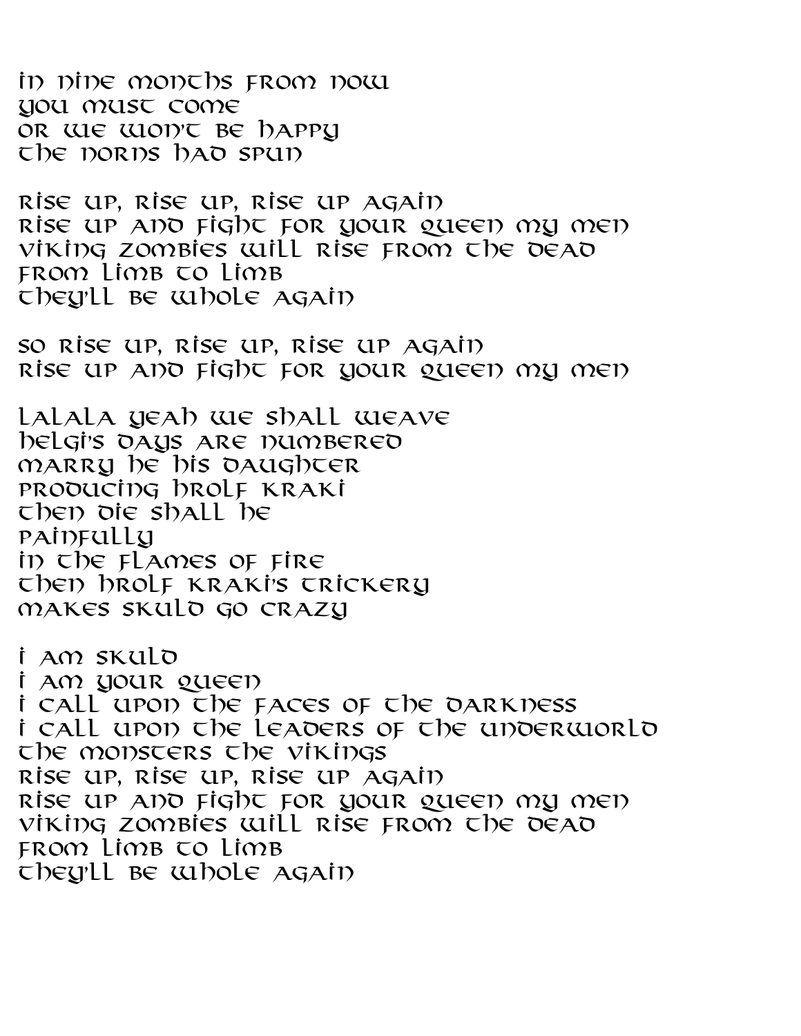in nine months from now
you must come
or we won't be happy
the norns had spun

rise up, rise up, rise up again
rise up and fight for your queen my men
viking zombies will rise from the dead
from limb to limb
they'll be whole again

so rise up, rise up, rise up again
rise up and fight for your queen my men

lalala yeah we shall weave
helgi's days are numbered
marry he his daughter
producing hrolf kraki
then die shall he
painfully
in the flames of fire
then hrolf kraki's trickery
makes skuld go crazy

i am skuld
i am your queen
i call upon the faces of the darkness
i call upon the leaders of the underworld
the monsters the vikings
rise up, rise up, rise up again
rise up and fight for your queen my men
viking zombies will rise from the dead
from limb to limb
they'll be whole again